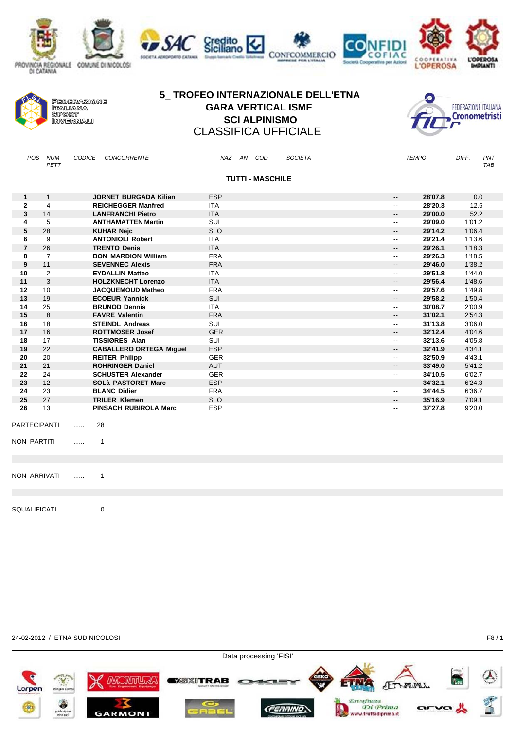FEDERAZIONE ITALIANA SPORT INVERNALI

# 5_ TROFEO INTERNAZIONALE DELL'ETNA

## GARA VERTICAL ISMF

## SCI ALPINISMO

## CLASSIFICA UFFICIALE

FEDERAZIONE ITALIANA Cronometristi

### TUTTI - MASCHILE

| POS | NUM PETT | CODICE | CONCORRENTE | NAZ | AN | COD | SOCIETA' | TEMPO | DIFF. | PNT TAB |
|---|---|---|---|---|---|---|---|---|---|---|
| 1 | 1 | | JORNET BURGADA Kilian | ESP | | | -- | 28'07.8 | 0.0 | |
| 2 | 4 | | REICHEGGER Manfred | ITA | | | -- | 28'20.3 | 12.5 | |
| 3 | 14 | | LANFRANCHI Pietro | ITA | | | -- | 29'00.0 | 52.2 | |
| 4 | 5 | | ANTHAMATTEN Martin | SUI | | | -- | 29'09.0 | 1'01.2 | |
| 5 | 28 | | KUHAR Nejc | SLO | | | -- | 29'14.2 | 1'06.4 | |
| 6 | 9 | | ANTONIOLI Robert | ITA | | | -- | 29'21.4 | 1'13.6 | |
| 7 | 26 | | TRENTO Denis | ITA | | | -- | 29'26.1 | 1'18.3 | |
| 8 | 7 | | BON MARDION William | FRA | | | -- | 29'26.3 | 1'18.5 | |
| 9 | 11 | | SEVENNEC Alexis | FRA | | | -- | 29'46.0 | 1'38.2 | |
| 10 | 2 | | EYDALLIN Matteo | ITA | | | -- | 29'51.8 | 1'44.0 | |
| 11 | 3 | | HOLZKNECHT Lorenzo | ITA | | | -- | 29'56.4 | 1'48.6 | |
| 12 | 10 | | JACQUEMOUD Matheo | FRA | | | -- | 29'57.6 | 1'49.8 | |
| 13 | 19 | | ECOEUR Yannick | SUI | | | -- | 29'58.2 | 1'50.4 | |
| 14 | 25 | | BRUNOD Dennis | ITA | | | -- | 30'08.7 | 2'00.9 | |
| 15 | 8 | | FAVRE Valentin | FRA | | | -- | 31'02.1 | 2'54.3 | |
| 16 | 18 | | STEINDL Andreas | SUI | | | -- | 31'13.8 | 3'06.0 | |
| 17 | 16 | | ROTTMOSER Josef | GER | | | -- | 32'12.4 | 4'04.6 | |
| 18 | 17 | | TISSIØRES Alan | SUI | | | -- | 32'13.6 | 4'05.8 | |
| 19 | 22 | | CABALLERO ORTEGA Miguel | ESP | | | -- | 32'41.9 | 4'34.1 | |
| 20 | 20 | | REITER Philipp | GER | | | -- | 32'50.9 | 4'43.1 | |
| 21 | 21 | | ROHRINGER Daniel | AUT | | | -- | 33'49.0 | 5'41.2 | |
| 22 | 24 | | SCHUSTER Alexander | GER | | | -- | 34'10.5 | 6'02.7 | |
| 23 | 12 | | SOLà PASTORET Marc | ESP | | | -- | 34'32.1 | 6'24.3 | |
| 24 | 23 | | BLANC Didier | FRA | | | -- | 34'44.5 | 6'36.7 | |
| 25 | 27 | | TRILER Klemen | SLO | | | -- | 35'16.9 | 7'09.1 | |
| 26 | 13 | | PINSACH RUBIROLA Marc | ESP | | | -- | 37'27.8 | 9'20.0 | |

PARTECIPANTI ...... 28

NON PARTITI ...... 1

NON ARRIVATI ...... 1

SQUALIFICATI ...... 0

24-02-2012 / ETNA SUD NICOLOSI

Data processing 'FISI'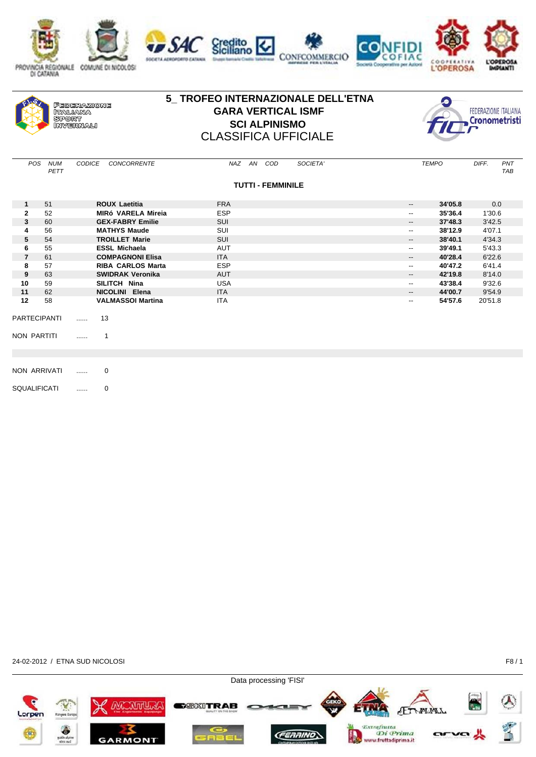# 5_ TROFEO INTERNAZIONALE DELL'ETNA

## GARA VERTICAL ISMF

## SCI ALPINISMO

## CLASSIFICA UFFICIALE

### TUTTI - FEMMINILE

| POS | NUM PETT | CODICE | CONCORRENTE | NAZ | AN | COD | SOCIETA' | TEMPO | DIFF. | PNT TAB |
|---|---|---|---|---|---|---|---|---|---|---|
| 1 | 51 | | **ROUX Laetitia** | FRA | | | -- | **34'05.8** | 0.0 | |
| 2 | 52 | | **MIRó VARELA Mireia** | ESP | | | -- | **35'36.4** | 1'30.6 | |
| 3 | 60 | | **GEX-FABRY Emilie** | SUI | | | -- | **37'48.3** | 3'42.5 | |
| 4 | 56 | | **MATHYS Maude** | SUI | | | -- | **38'12.9** | 4'07.1 | |
| 5 | 54 | | **TROILLET Marie** | SUI | | | -- | **38'40.1** | 4'34.3 | |
| 6 | 55 | | **ESSL Michaela** | AUT | | | -- | **39'49.1** | 5'43.3 | |
| 7 | 61 | | **COMPAGNONI Elisa** | ITA | | | -- | **40'28.4** | 6'22.6 | |
| 8 | 57 | | **RIBA CARLOS Marta** | ESP | | | -- | **40'47.2** | 6'41.4 | |
| 9 | 63 | | **SWIDRAK Veronika** | AUT | | | -- | **42'19.8** | 8'14.0 | |
| 10 | 59 | | **SILITCH Nina** | USA | | | -- | **43'38.4** | 9'32.6 | |
| 11 | 62 | | **NICOLINI Elena** | ITA | | | -- | **44'00.7** | 9'54.9 | |
| 12 | 58 | | **VALMASSOI Martina** | ITA | | | -- | **54'57.6** | 20'51.8 | |

PARTECIPANTI ...... 13

NON PARTITI ...... 1

NON ARRIVATI ...... 0

SQUALIFICATI ...... 0

24-02-2012 / ETNA SUD NICOLOSI

Data processing 'FISI'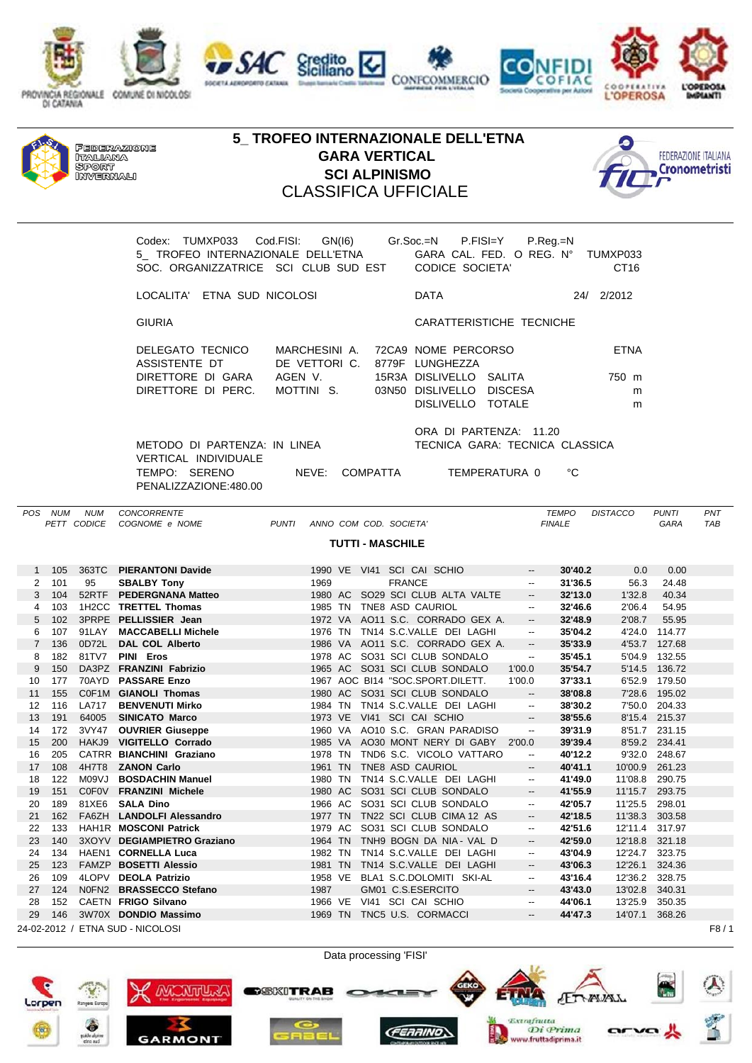# 5_ TROFEO INTERNAZIONALE DELL'ETNA
## GARA VERTICAL
## SCI ALPINISMO
## CLASSIFICA UFFICIALE

Codex: TUMXP033 Cod.FISI: GN(I6) Gr.Soc.=N P.FISI=Y P.Reg.=N
5_ TROFEO INTERNAZIONALE DELL'ETNA GARA CAL. FED. O REG. N° TUMXP033
SOC. ORGANIZZATRICE SCI CLUB SUD EST CODICE SOCIETA' CT16

LOCALITA' ETNA SUD NICOLOSI DATA 24/ 2/2012

GIURIA CARATTERISTICHE TECNICHE

DELEGATO TECNICO MARCHESINI A. 72CA9 NOME PERCORSO ETNA
ASSISTENTE DT DE VETTORI C. 8779F LUNGHEZZA
DIRETTORE DI GARA AGEN V. 15R3A DISLIVELLO SALITA 750 m
DIRETTORE DI PERC. MOTTINI S. 03N50 DISLIVELLO DISCESA m
DISLIVELLO TOTALE m

ORA DI PARTENZA: 11.20
METODO DI PARTENZA: IN LINEA TECNICA GARA: TECNICA CLASSICA
VERTICAL INDIVIDUALE
TEMPO: SERENO NEVE: COMPATTA TEMPERATURA 0 °C
PENALIZZAZIONE:480.00

**TUTTI - MASCHILE**

| POS | NUM PETT | NUM CODICE | CONCORRENTE COGNOME e NOME | PUNTI | ANNO | COM | COD. | SOCIETA' | | TEMPO FINALE | DISTACCO | PUNTI GARA | PNT TAB |
|---|---|---|---|---|---|---|---|---|---|---|---|---|---|
| 1 | 105 | 363TC | **PIERANTONI Davide** | | 1990 | VE | VI41 | SCI CAI SCHIO | -- | **30'40.2** | 0.0 | 0.00 | |
| 2 | 101 | 95 | **SBALBY Tony** | | 1969 | | | FRANCE | -- | **31'36.5** | 56.3 | 24.48 | |
| 3 | 104 | 52RTF | **PEDERGNANA Matteo** | | 1980 | AC | SO29 | SCI CLUB ALTA VALTE | -- | **32'13.0** | 1'32.8 | 40.34 | |
| 4 | 103 | 1H2CC | **TRETTEL Thomas** | | 1985 | TN | TNE8 | ASD CAURIOL | -- | **32'46.6** | 2'06.4 | 54.95 | |
| 5 | 102 | 3PRPE | **PELLISSIER Jean** | | 1972 | VA | AO11 | S.C. CORRADO GEX A. | -- | **32'48.9** | 2'08.7 | 55.95 | |
| 6 | 107 | 91LAY | **MACCABELLI Michele** | | 1976 | TN | TN14 | S.C.VALLE DEI LAGHI | -- | **35'04.2** | 4'24.0 | 114.77 | |
| 7 | 136 | 0D72L | **DAL COL Alberto** | | 1986 | VA | AO11 | S.C. CORRADO GEX A. | -- | **35'33.9** | 4'53.7 | 127.68 | |
| 8 | 182 | 81TV7 | **PINI Eros** | | 1978 | AC | SO31 | SCI CLUB SONDALO | -- | **35'45.1** | 5'04.9 | 132.55 | |
| 9 | 150 | DA3PZ | **FRANZINI Fabrizio** | | 1965 | AC | SO31 | SCI CLUB SONDALO | 1'00.0 | **35'54.7** | 5'14.5 | 136.72 | |
| 10 | 177 | 70AYD | **PASSARE Enzo** | | 1967 | AOC | BI14 | "SOC.SPORT.DILETT. | 1'00.0 | **37'33.1** | 6'52.9 | 179.50 | |
| 11 | 155 | C0F1M | **GIANOLI Thomas** | | 1980 | AC | SO31 | SCI CLUB SONDALO | -- | **38'08.8** | 7'28.6 | 195.02 | |
| 12 | 116 | LA717 | **BENVENUTI Mirko** | | 1984 | TN | TN14 | S.C.VALLE DEI LAGHI | -- | **38'30.2** | 7'50.0 | 204.33 | |
| 13 | 191 | 64005 | **SINICATO Marco** | | 1973 | VE | VI41 | SCI CAI SCHIO | -- | **38'55.6** | 8'15.4 | 215.37 | |
| 14 | 172 | 3VY47 | **OUVRIER Giuseppe** | | 1960 | VA | AO10 | S.C. GRAN PARADISO | -- | **39'31.9** | 8'51.7 | 231.15 | |
| 15 | 200 | HAKJ9 | **VIGITELLO Corrado** | | 1985 | VA | AO30 | MONT NERY DI GABY | 2'00.0 | **39'39.4** | 8'59.2 | 234.41 | |
| 16 | 205 | CATRR | **BIANCHINI Graziano** | | 1978 | TN | TND6 | S.C. VICOLO VATTARO | -- | **40'12.2** | 9'32.0 | 248.67 | |
| 17 | 108 | 4H7T8 | **ZANON Carlo** | | 1961 | TN | TNE8 | ASD CAURIOL | -- | **40'41.1** | 10'00.9 | 261.23 | |
| 18 | 122 | M09VJ | **BOSDACHIN Manuel** | | 1980 | TN | TN14 | S.C.VALLE DEI LAGHI | -- | **41'49.0** | 11'08.8 | 290.75 | |
| 19 | 151 | C0F0V | **FRANZINI Michele** | | 1980 | AC | SO31 | SCI CLUB SONDALO | -- | **41'55.9** | 11'15.7 | 293.75 | |
| 20 | 189 | 81XE6 | **SALA Dino** | | 1966 | AC | SO31 | SCI CLUB SONDALO | -- | **42'05.7** | 11'25.5 | 298.01 | |
| 21 | 162 | FA6ZH | **LANDOLFI Alessandro** | | 1977 | TN | TN22 | SCI CLUB CIMA 12 AS | -- | **42'18.5** | 11'38.3 | 303.58 | |
| 22 | 133 | HAH1R | **MOSCONI Patrick** | | 1979 | AC | SO31 | SCI CLUB SONDALO | -- | **42'51.6** | 12'11.4 | 317.97 | |
| 23 | 140 | 3XOYV | **DEGIAMPIETRO Graziano** | | 1964 | TN | TNH9 | BOGN DA NIA- VAL D | -- | **42'59.0** | 12'18.8 | 321.18 | |
| 24 | 134 | HAEN1 | **CORNELLA Luca** | | 1982 | TN | TN14 | S.C.VALLE DEI LAGHI | -- | **43'04.9** | 12'24.7 | 323.75 | |
| 25 | 123 | FAMZP | **BOSETTI Alessio** | | 1981 | TN | TN14 | S.C.VALLE DEI LAGHI | -- | **43'06.3** | 12'26.1 | 324.36 | |
| 26 | 109 | 4LOPV | **DEOLA Patrizio** | | 1958 | VE | BLA1 | S.C.DOLOMITI SKI-AL | -- | **43'16.4** | 12'36.2 | 328.75 | |
| 27 | 124 | N0FN2 | **BRASSECCO Stefano** | | 1987 | | GM01 | C.S.ESERCITO | -- | **43'43.0** | 13'02.8 | 340.31 | |
| 28 | 152 | CAETN | **FRIGO Silvano** | | 1966 | VE | VI41 | SCI CAI SCHIO | -- | **44'06.1** | 13'25.9 | 350.35 | |
| 29 | 146 | 3W70X | **DONDIO Massimo** | | 1969 | TN | TNC5 | U.S. CORMACCI | -- | **44'47.3** | 14'07.1 | 368.26 | |

24-02-2012 / ETNA SUD - NICOLOSI

Data processing 'FISI'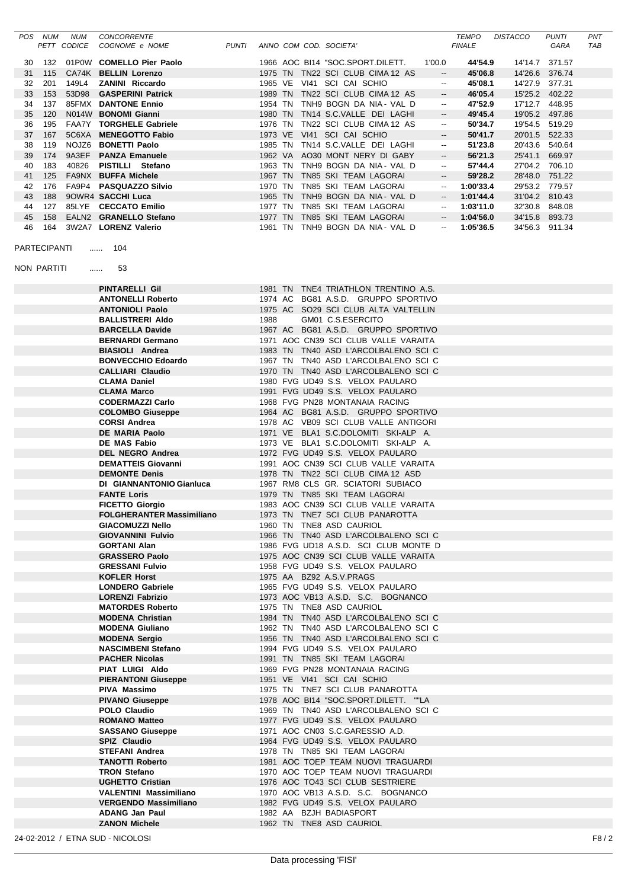| POS | NUM PETT | NUM CODICE | CONCORRENTE COGNOME e NOME | PUNTI | ANNO | COM | COD. | SOCIETA' | | TEMPO FINALE | DISTACCO | PUNTI GARA | PNT TAB |
|---|---|---|---|---|---|---|---|---|---|---|---|---|---|
| 30 | 132 | 01P0W | **COMELLO Pier Paolo** | | 1966 | AOC | BI14 | "SOC.SPORT.DILETT. | 1'00.0 | **44'54.9** | 14'14.7 | 371.57 | |
| 31 | 115 | CA74K | **BELLIN Lorenzo** | | 1975 | TN | TN22 | SCI CLUB CIMA 12 AS | -- | **45'06.8** | 14'26.6 | 376.74 | |
| 32 | 201 | 149L4 | **ZANINI Riccardo** | | 1965 | VE | VI41 | SCI CAI SCHIO | -- | **45'08.1** | 14'27.9 | 377.31 | |
| 33 | 153 | 53D98 | **GASPERINI Patrick** | | 1989 | TN | TN22 | SCI CLUB CIMA 12 AS | -- | **46'05.4** | 15'25.2 | 402.22 | |
| 34 | 137 | 85FMX | **DANTONE Ennio** | | 1954 | TN | TNH9 | BOGN DA NIA - VAL D | -- | **47'52.9** | 17'12.7 | 448.95 | |
| 35 | 120 | N014W | **BONOMI Gianni** | | 1980 | TN | TN14 | S.C.VALLE DEI LAGHI | -- | **49'45.4** | 19'05.2 | 497.86 | |
| 36 | 195 | FAA7Y | **TORGHELE Gabriele** | | 1976 | TN | TN22 | SCI CLUB CIMA 12 AS | -- | **50'34.7** | 19'54.5 | 519.29 | |
| 37 | 167 | 5C6XA | **MENEGOTTO Fabio** | | 1973 | VE | VI41 | SCI CAI SCHIO | -- | **50'41.7** | 20'01.5 | 522.33 | |
| 38 | 119 | NOJZ6 | **BONETTI Paolo** | | 1985 | TN | TN14 | S.C.VALLE DEI LAGHI | -- | **51'23.8** | 20'43.6 | 540.64 | |
| 39 | 174 | 9A3EF | **PANZA Emanuele** | | 1962 | VA | AO30 | MONT NERY DI GABY | -- | **56'21.3** | 25'41.1 | 669.97 | |
| 40 | 183 | 40826 | **PISTILLI Stefano** | | 1963 | TN | TNH9 | BOGN DA NIA - VAL D | -- | **57'44.4** | 27'04.2 | 706.10 | |
| 41 | 125 | FA9NX | **BUFFA Michele** | | 1967 | TN | TN85 | SKI TEAM LAGORAI | -- | **59'28.2** | 28'48.0 | 751.22 | |
| 42 | 176 | FA9P4 | **PASQUAZZO Silvio** | | 1970 | TN | TN85 | SKI TEAM LAGORAI | -- | **1:00'33.4** | 29'53.2 | 779.57 | |
| 43 | 188 | 9OWR4 | **SACCHI Luca** | | 1965 | TN | TNH9 | BOGN DA NIA - VAL D | -- | **1:01'44.4** | 31'04.2 | 810.43 | |
| 44 | 127 | 85LYE | **CECCATO Emilio** | | 1977 | TN | TN85 | SKI TEAM LAGORAI | -- | **1:03'11.0** | 32'30.8 | 848.08 | |
| 45 | 158 | EALN2 | **GRANELLO Stefano** | | 1977 | TN | TN85 | SKI TEAM LAGORAI | -- | **1:04'56.0** | 34'15.8 | 893.73 | |
| 46 | 164 | 3W2A7 | **LORENZ Valerio** | | 1961 | TN | TNH9 | BOGN DA NIA - VAL D | -- | **1:05'36.5** | 34'56.3 | 911.34 | |

PARTECIPANTI ...... 104

NON PARTITI ...... 53

| COGNOME e NOME | ANNO | COM | COD. | SOCIETA' |
|---|---|---|---|---|
| **PINTARELLI Gil** | 1981 | TN | TNE4 | TRIATHLON TRENTINO A.S. |
| **ANTONELLI Roberto** | 1974 | AC | BG81 | A.S.D. GRUPPO SPORTIVO |
| **ANTONIOLI Paolo** | 1975 | AC | SO29 | SCI CLUB ALTA VALTELLIN |
| **BALLISTRERI Aldo** | 1988 | | GM01 | C.S.ESERCITO |
| **BARCELLA Davide** | 1967 | AC | BG81 | A.S.D. GRUPPO SPORTIVO |
| **BERNARDI Germano** | 1971 | AOC | CN39 | SCI CLUB VALLE VARAITA |
| **BIASIOLI Andrea** | 1983 | TN | TN40 | ASD L'ARCOLBALENO SCI C |
| **BONVECCHIO Edoardo** | 1967 | TN | TN40 | ASD L'ARCOLBALENO SCI C |
| **CALLIARI Claudio** | 1970 | TN | TN40 | ASD L'ARCOLBALENO SCI C |
| **CLAMA Daniel** | 1980 | FVG | UD49 | S.S. VELOX PAULARO |
| **CLAMA Marco** | 1991 | FVG | UD49 | S.S. VELOX PAULARO |
| **CODERMAZZI Carlo** | 1968 | FVG | PN28 | MONTANAIA RACING |
| **COLOMBO Giuseppe** | 1964 | AC | BG81 | A.S.D. GRUPPO SPORTIVO |
| **CORSI Andrea** | 1978 | AC | VB09 | SCI CLUB VALLE ANTIGORI |
| **DE MARIA Paolo** | 1971 | VE | BLA1 | S.C.DOLOMITI SKI-ALP A. |
| **DE MAS Fabio** | 1973 | VE | BLA1 | S.C.DOLOMITI SKI-ALP A. |
| **DEL NEGRO Andrea** | 1972 | FVG | UD49 | S.S. VELOX PAULARO |
| **DEMATTEIS Giovanni** | 1991 | AOC | CN39 | SCI CLUB VALLE VARAITA |
| **DEMONTE Denis** | 1978 | TN | TN22 | SCI CLUB CIMA 12 ASD |
| **DI GIANNANTONIO Gianluca** | 1967 | RM8 | CLS | GR. SCIATORI SUBIACO |
| **FANTE Loris** | 1979 | TN | TN85 | SKI TEAM LAGORAI |
| **FICETTO Giorgio** | 1983 | AOC | CN39 | SCI CLUB VALLE VARAITA |
| **FOLGHERANTER Massimiliano** | 1973 | TN | TNE7 | SCI CLUB PANAROTTA |
| **GIACOMUZZI Nello** | 1960 | TN | TNE8 | ASD CAURIOL |
| **GIOVANNINI Fulvio** | 1966 | TN | TN40 | ASD L'ARCOLBALENO SCI C |
| **GORTANI Alan** | 1986 | FVG | UD18 | A.S.D. SCI CLUB MONTE D |
| **GRASSERO Paolo** | 1975 | AOC | CN39 | SCI CLUB VALLE VARAITA |
| **GRESSANI Fulvio** | 1958 | FVG | UD49 | S.S. VELOX PAULARO |
| **KOFLER Horst** | 1975 | AA | BZ92 | A.S.V.PRAGS |
| **LONDERO Gabriele** | 1965 | FVG | UD49 | S.S. VELOX PAULARO |
| **LORENZI Fabrizio** | 1973 | AOC | VB13 | A.S.D. S.C. BOGNANCO |
| **MATORDES Roberto** | 1975 | TN | TNE8 | ASD CAURIOL |
| **MODENA Christian** | 1984 | TN | TN40 | ASD L'ARCOLBALENO SCI C |
| **MODENA Giuliano** | 1962 | TN | TN40 | ASD L'ARCOLBALENO SCI C |
| **MODENA Sergio** | 1956 | TN | TN40 | ASD L'ARCOLBALENO SCI C |
| **NASCIMBENI Stefano** | 1994 | FVG | UD49 | S.S. VELOX PAULARO |
| **PACHER Nicolas** | 1991 | TN | TN85 | SKI TEAM LAGORAI |
| **PIAT LUIGI Aldo** | 1969 | FVG | PN28 | MONTANAIA RACING |
| **PIERANTONI Giuseppe** | 1951 | VE | VI41 | SCI CAI SCHIO |
| **PIVA Massimo** | 1975 | TN | TNE7 | SCI CLUB PANAROTTA |
| **PIVANO Giuseppe** | 1978 | AOC | BI14 | "SOC.SPORT.DILETT. ""LA |
| **POLO Claudio** | 1969 | TN | TN40 | ASD L'ARCOLBALENO SCI C |
| **ROMANO Matteo** | 1977 | FVG | UD49 | S.S. VELOX PAULARO |
| **SASSANO Giuseppe** | 1971 | AOC | CN03 | S.C.GARESSIO A.D. |
| **SPIZ Claudio** | 1964 | FVG | UD49 | S.S. VELOX PAULARO |
| **STEFANI Andrea** | 1978 | TN | TN85 | SKI TEAM LAGORAI |
| **TANOTTI Roberto** | 1981 | AOC | TOEP | TEAM NUOVI TRAGUARDI |
| **TRON Stefano** | 1970 | AOC | TOEP | TEAM NUOVI TRAGUARDI |
| **UGHETTO Cristian** | 1976 | AOC | TO43 | SCI CLUB SESTRIERE |
| **VALENTINI Massimiliano** | 1970 | AOC | VB13 | A.S.D. S.C. BOGNANCO |
| **VERGENDO Massimiliano** | 1982 | FVG | UD49 | S.S. VELOX PAULARO |
| **ADANG Jan Paul** | 1982 | AA | BZJH | BADIASPORT |
| **ZANON Michele** | 1962 | TN | TNE8 | ASD CAURIOL |

24-02-2012 / ETNA SUD - NICOLOSI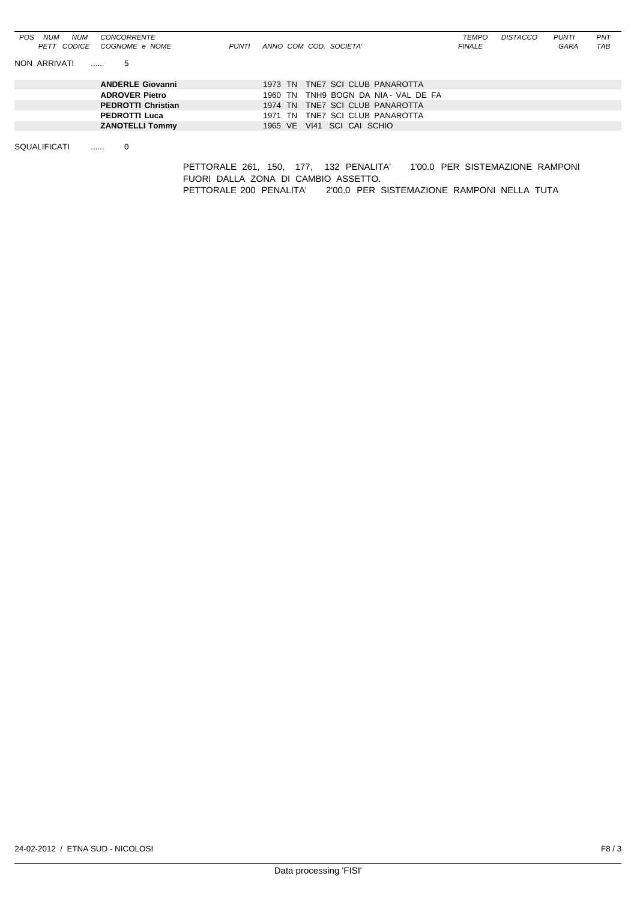| POS | NUM PETT | NUM CODICE | CONCORRENTE COGNOME e NOME | PUNTI | ANNO | COM | COD. | SOCIETA' | TEMPO FINALE | DISTACCO | PUNTI GARA | PNT TAB |
|---|---|---|---|---|---|---|---|---|---|---|---|---|

NON ARRIVATI ...... 5

| CONCORRENTE | ANNO | COM | COD. | SOCIETA' |
|---|---|---|---|---|
| **ANDERLE Giovanni** | 1973 | TN | TNE7 | SCI CLUB PANAROTTA |
| **ADROVER Pietro** | 1960 | TN | TNH9 | BOGN DA NIA - VAL DE FA |
| **PEDROTTI Christian** | 1974 | TN | TNE7 | SCI CLUB PANAROTTA |
| **PEDROTTI Luca** | 1971 | TN | TNE7 | SCI CLUB PANAROTTA |
| **ZANOTELLI Tommy** | 1965 | VE | VI41 | SCI CAI SCHIO |

SQUALIFICATI ...... 0

PETTORALE 261, 150, 177, 132 PENALITA' 1'00.0 PER SISTEMAZIONE RAMPONI FUORI DALLA ZONA DI CAMBIO ASSETTO.
PETTORALE 200 PENALITA' 2'00.0 PER SISTEMAZIONE RAMPONI NELLA TUTA

24-02-2012 / ETNA SUD - NICOLOSI

Data processing 'FISI'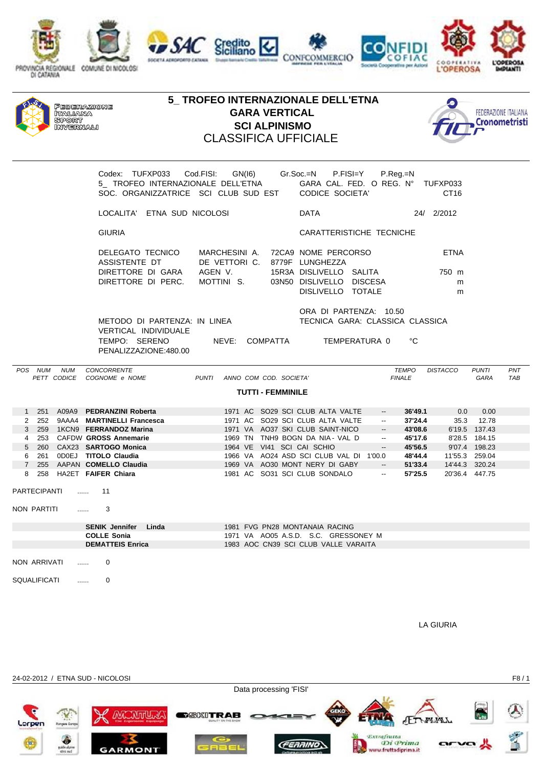FEDERAZIONE ITALIANA SPORT INVERNALI

# 5_ TROFEO INTERNAZIONALE DELL'ETNA
## GARA VERTICAL
## SCI ALPINISMO
## CLASSIFICA UFFICIALE

FEDERAZIONE ITALIANA Cronometristi

Codex: TUFXP033 Cod.FISI: GN(I6) Gr.Soc.=N P.FISI=Y P.Reg.=N
5_ TROFEO INTERNAZIONALE DELL'ETNA GARA CAL. FED. O REG. N° TUFXP033
SOC. ORGANIZZATRICE SCI CLUB SUD EST CODICE SOCIETA' CT16

LOCALITA' ETNA SUD NICOLOSI DATA 24/ 2/2012

GIURIA CARATTERISTICHE TECNICHE

DELEGATO TECNICO MARCHESINI A. 72CA9 NOME PERCORSO ETNA
ASSISTENTE DT DE VETTORI C. 8779F LUNGHEZZA
DIRETTORE DI GARA AGEN V. 15R3A DISLIVELLO SALITA 750 m
DIRETTORE DI PERC. MOTTINI S. 03N50 DISLIVELLO DISCESA m
DISLIVELLO TOTALE m

ORA DI PARTENZA: 10.50
METODO DI PARTENZA: IN LINEA TECNICA GARA: CLASSICA CLASSICA
VERTICAL INDIVIDUALE
TEMPO: SERENO NEVE: COMPATTA TEMPERATURA 0 °C
PENALIZZAZIONE:480.00

**TUTTI - FEMMINILE**

| POS | NUM PETT | NUM CODICE | CONCORRENTE COGNOME e NOME | PUNTI | ANNO | COM | COD. SOCIETA' | | TEMPO FINALE | DISTACCO | PUNTI GARA | PNT TAB |
|---|---|---|---|---|---|---|---|---|---|---|---|---|
| 1 | 251 | A09A9 | **PEDRANZINI Roberta** | | 1971 | AC | SO29 SCI CLUB ALTA VALTE | -- | **36'49.1** | 0.0 | 0.00 | |
| 2 | 252 | 9AAA4 | **MARTINELLI Francesca** | | 1971 | AC | SO29 SCI CLUB ALTA VALTE | -- | **37'24.4** | 35.3 | 12.78 | |
| 3 | 259 | 1KCN9 | **FERRANDOZ Marina** | | 1971 | VA | AO37 SKI CLUB SAINT-NICO | -- | **43'08.6** | 6'19.5 | 137.43 | |
| 4 | 253 | CAFDW | **GROSS Annemarie** | | 1969 | TN | TNH9 BOGN DA NIA - VAL D | -- | **45'17.6** | 8'28.5 | 184.15 | |
| 5 | 260 | CAX23 | **SARTOGO Monica** | | 1964 | VE | VI41 SCI CAI SCHIO | -- | **45'56.5** | 9'07.4 | 198.23 | |
| 6 | 261 | 0D0EJ | **TITOLO Claudia** | | 1966 | VA | AO24 ASD SCI CLUB VAL DI | 1'00.0 | **48'44.4** | 11'55.3 | 259.04 | |
| 7 | 255 | AAPAN | **COMELLO Claudia** | | 1969 | VA | AO30 MONT NERY DI GABY | -- | **51'33.4** | 14'44.3 | 320.24 | |
| 8 | 258 | HA2ET | **FAIFER Chiara** | | 1981 | AC | SO31 SCI CLUB SONDALO | -- | **57'25.5** | 20'36.4 | 447.75 | |

PARTECIPANTI ...... 11

NON PARTITI ...... 3

| | | | | |
|---|---|---|---|---|
| **SENIK Jennifer Linda** | 1981 | FVG | PN28 MONTANAIA RACING |
| **COLLE Sonia** | 1971 | VA | AO05 A.S.D. S.C. GRESSONEY M |
| **DEMATTEIS Enrica** | 1983 | AOC | CN39 SCI CLUB VALLE VARAITA |

NON ARRIVATI ...... 0

SQUALIFICATI ...... 0

LA GIURIA

24-02-2012 / ETNA SUD - NICOLOSI

Data processing 'FISI'